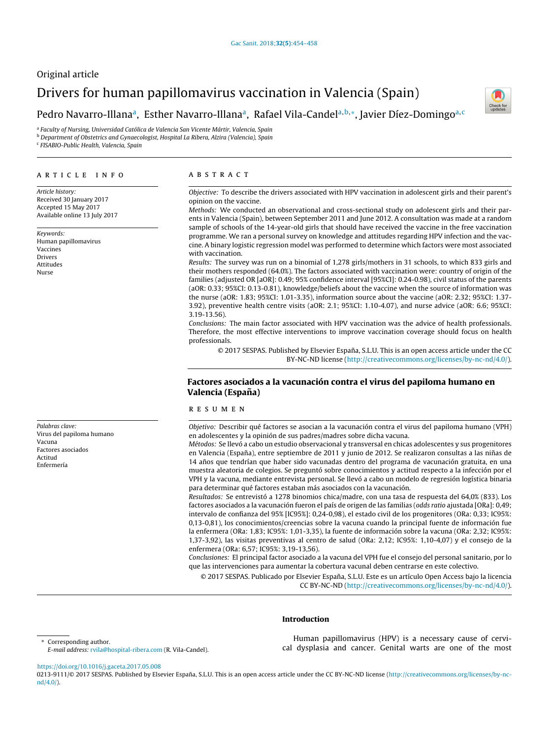Original article

# Drivers for human papillomavirus vaccination in Valencia (Spain)

Pedro Navarro-Illana[a], Esther Navarro-Illana[a], Rafael Vila-Candel[a,b,*], Javier Díez-Domingo[a,c]

[a] Faculty of Nursing, Universidad Católica de Valencia San Vicente Mártir, Valencia, Spain
[b] Department of Obstetrics and Gynaecologist, Hospital La Ribera, Alzira (Valencia), Spain
[c] FISABIO-Public Health, Valencia, Spain

## ARTICLE INFO

*Article history:*
Received 30 January 2017
Accepted 15 May 2017
Available online 13 July 2017

*Keywords:*
Human papillomavirus
Vaccines
Drivers
Attitudes
Nurse

## ABSTRACT

*Objective:* To describe the drivers associated with HPV vaccination in adolescent girls and their parent's opinion on the vaccine.

*Methods:* We conducted an observational and cross-sectional study on adolescent girls and their parents in Valencia (Spain), between September 2011 and June 2012. A consultation was made at a random sample of schools of the 14-year-old girls that should have received the vaccine in the free vaccination programme. We ran a personal survey on knowledge and attitudes regarding HPV infection and the vaccine. A binary logistic regression model was performed to determine which factors were most associated with vaccination.

*Results:* The survey was run on a binomial of 1,278 girls/mothers in 31 schools, to which 833 girls and their mothers responded (64.0%). The factors associated with vaccination were: country of origin of the families (adjusted OR [aOR]: 0.49; 95% confidence interval [95%CI]: 0.24-0.98), civil status of the parents (aOR: 0.33; 95%CI: 0.13-0.81), knowledge/beliefs about the vaccine when the source of information was the nurse (aOR: 1.83; 95%CI: 1.01-3.35), information source about the vaccine (aOR: 2.32; 95%CI: 1.37-3.92), preventive health centre visits (aOR: 2.1; 95%CI: 1.10-4.07), and nurse advice (aOR: 6.6; 95%CI: 3.19-13.56).

*Conclusions:* The main factor associated with HPV vaccination was the advice of health professionals. Therefore, the most effective interventions to improve vaccination coverage should focus on health professionals.

© 2017 SESPAS. Published by Elsevier España, S.L.U. This is an open access article under the CC BY-NC-ND license (http://creativecommons.org/licenses/by-nc-nd/4.0/).

## Factores asociados a la vacunación contra el virus del papiloma humano en Valencia (España)

*Palabras clave:*
Virus del papiloma humano
Vacuna
Factores asociados
Actitud
Enfermería

## RESUMEN

*Objetivo:* Describir qué factores se asocian a la vacunación contra el virus del papiloma humano (VPH) en adolescentes y la opinión de sus padres/madres sobre dicha vacuna.

*Métodos:* Se llevó a cabo un estudio observacional y transversal en chicas adolescentes y sus progenitores en Valencia (España), entre septiembre de 2011 y junio de 2012. Se realizaron consultas a las niñas de 14 años que tendrían que haber sido vacunadas dentro del programa de vacunación gratuita, en una muestra aleatoria de colegios. Se preguntó sobre conocimientos y actitud respecto a la infección por el VPH y la vacuna, mediante entrevista personal. Se llevó a cabo un modelo de regresión logística binaria para determinar qué factores estaban más asociados con la vacunación.

*Resultados:* Se entrevistó a 1278 binomios chica/madre, con una tasa de respuesta del 64,0% (833). Los factores asociados a la vacunación fueron el país de origen de las familias (*odds ratio* ajustada [ORa]: 0,49; intervalo de confianza del 95% [IC95%]: 0,24-0,98), el estado civil de los progenitores (ORa: 0,33; IC95%: 0,13-0,81), los conocimientos/creencias sobre la vacuna cuando la principal fuente de información fue la enfermera (ORa: 1,83; IC95%: 1,01-3,35), la fuente de información sobre la vacuna (ORa: 2,32; IC95%: 1,37-3,92), las visitas preventivas al centro de salud (ORa: 2,12; IC95%: 1,10-4,07) y el consejo de la enfermera (ORa: 6,57; IC95%: 3,19-13,56).

*Conclusiones:* El principal factor asociado a la vacuna del VPH fue el consejo del personal sanitario, por lo que las intervenciones para aumentar la cobertura vacunal deben centrarse en este colectivo.

© 2017 SESPAS. Publicado por Elsevier España, S.L.U. Este es un artículo Open Access bajo la licencia CC BY-NC-ND (http://creativecommons.org/licenses/by-nc-nd/4.0/).

## Introduction

Human papillomavirus (HPV) is a necessary cause of cervical dysplasia and cancer. Genital warts are one of the most

\* Corresponding author.
*E-mail address:* rvila@hospital-ribera.com (R. Vila-Candel).

https://doi.org/10.1016/j.gaceta.2017.05.008
0213-9111/© 2017 SESPAS. Published by Elsevier España, S.L.U. This is an open access article under the CC BY-NC-ND license (http://creativecommons.org/licenses/by-nc-nd/4.0/).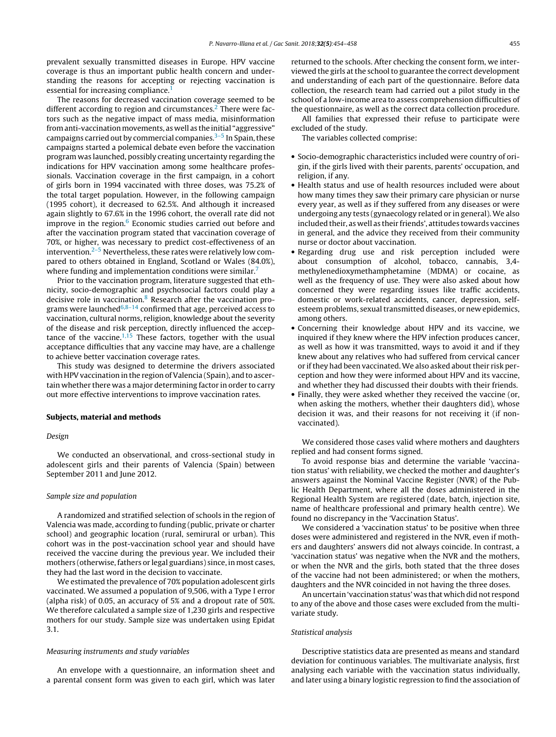prevalent sexually transmitted diseases in Europe. HPV vaccine coverage is thus an important public health concern and understanding the reasons for accepting or rejecting vaccination is essential for increasing compliance.[1]

The reasons for decreased vaccination coverage seemed to be different according to region and circumstances.[2] There were factors such as the negative impact of mass media, misinformation from anti-vaccination movements, as well as the initial "aggressive" campaigns carried out by commercial companies.[3–5] In Spain, these campaigns started a polemical debate even before the vaccination program was launched, possibly creating uncertainty regarding the indications for HPV vaccination among some healthcare professionals. Vaccination coverage in the first campaign, in a cohort of girls born in 1994 vaccinated with three doses, was 75.2% of the total target population. However, in the following campaign (1995 cohort), it decreased to 62.5%. And although it increased again slightly to 67.6% in the 1996 cohort, the overall rate did not improve in the region.[6] Economic studies carried out before and after the vaccination program stated that vaccination coverage of 70%, or higher, was necessary to predict cost-effectiveness of an intervention.[2–5] Nevertheless, these rates were relatively low compared to others obtained in England, Scotland or Wales (84.0%), where funding and implementation conditions were similar.[7]

Prior to the vaccination program, literature suggested that ethnicity, socio-demographic and psychosocial factors could play a decisive role in vaccination.[8] Research after the vaccination programs were launched[6,8–14] confirmed that age, perceived access to vaccination, cultural norms, religion, knowledge about the severity of the disease and risk perception, directly influenced the acceptance of the vaccine.[1,15] These factors, together with the usual acceptance difficulties that any vaccine may have, are a challenge to achieve better vaccination coverage rates.

This study was designed to determine the drivers associated with HPV vaccination in the region of Valencia (Spain), and to ascertain whether there was a major determining factor in order to carry out more effective interventions to improve vaccination rates.

## Subjects, material and methods

### *Design*

We conducted an observational, and cross-sectional study in adolescent girls and their parents of Valencia (Spain) between September 2011 and June 2012.

### *Sample size and population*

A randomized and stratified selection of schools in the region of Valencia was made, according to funding (public, private or charter school) and geographic location (rural, semirural or urban). This cohort was in the post-vaccination school year and should have received the vaccine during the previous year. We included their mothers (otherwise, fathers or legal guardians) since, in most cases, they had the last word in the decision to vaccinate.

We estimated the prevalence of 70% population adolescent girls vaccinated. We assumed a population of 9,506, with a Type I error (alpha risk) of 0.05, an accuracy of 5% and a dropout rate of 50%. We therefore calculated a sample size of 1,230 girls and respective mothers for our study. Sample size was undertaken using Epidat 3.1.

### *Measuring instruments and study variables*

An envelope with a questionnaire, an information sheet and a parental consent form was given to each girl, which was later returned to the schools. After checking the consent form, we interviewed the girls at the school to guarantee the correct development and understanding of each part of the questionnaire. Before data collection, the research team had carried out a pilot study in the school of a low-income area to assess comprehension difficulties of the questionnaire, as well as the correct data collection procedure.

All families that expressed their refuse to participate were excluded of the study.

The variables collected comprise:

- Socio-demographic characteristics included were country of origin, if the girls lived with their parents, parents' occupation, and religion, if any.
- Health status and use of health resources included were about how many times they saw their primary care physician or nurse every year, as well as if they suffered from any diseases or were undergoing any tests (gynaecology related or in general). We also included their, as well as their friends', attitudes towards vaccines in general, and the advice they received from their community nurse or doctor about vaccination.
- Regarding drug use and risk perception included were about consumption of alcohol, tobacco, cannabis, 3,4-methylenedioxymethamphetamine (MDMA) or cocaine, as well as the frequency of use. They were also asked about how concerned they were regarding issues like traffic accidents, domestic or work-related accidents, cancer, depression, self-esteem problems, sexual transmitted diseases, or new epidemics, among others.
- Concerning their knowledge about HPV and its vaccine, we inquired if they knew where the HPV infection produces cancer, as well as how it was transmitted, ways to avoid it and if they knew about any relatives who had suffered from cervical cancer or if they had been vaccinated. We also asked about their risk perception and how they were informed about HPV and its vaccine, and whether they had discussed their doubts with their friends.
- Finally, they were asked whether they received the vaccine (or, when asking the mothers, whether their daughters did), whose decision it was, and their reasons for not receiving it (if non-vaccinated).

We considered those cases valid where mothers and daughters replied and had consent forms signed.

To avoid response bias and determine the variable 'vaccination status' with reliability, we checked the mother and daughter's answers against the Nominal Vaccine Register (NVR) of the Public Health Department, where all the doses administered in the Regional Health System are registered (date, batch, injection site, name of healthcare professional and primary health centre). We found no discrepancy in the 'Vaccination Status'.

We considered a 'vaccination status' to be positive when three doses were administered and registered in the NVR, even if mothers and daughters' answers did not always coincide. In contrast, a 'vaccination status' was negative when the NVR and the mothers, or when the NVR and the girls, both stated that the three doses of the vaccine had not been administered; or when the mothers, daughters and the NVR coincided in not having the three doses.

An uncertain 'vaccination status' was that which did not respond to any of the above and those cases were excluded from the multivariate study.

### *Statistical analysis*

Descriptive statistics data are presented as means and standard deviation for continuous variables. The multivariate analysis, first analysing each variable with the vaccination status individually, and later using a binary logistic regression to find the association of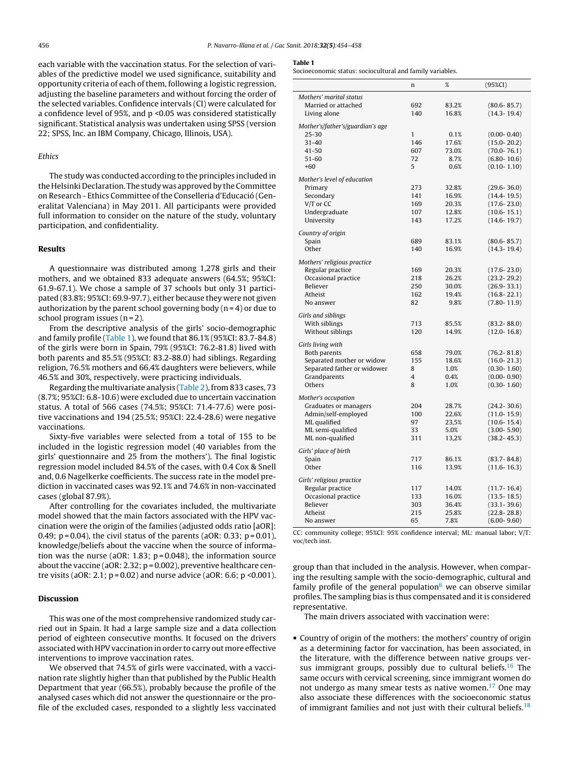each variable with the vaccination status. For the selection of variables of the predictive model we used significance, suitability and opportunity criteria of each of them, following a logistic regression, adjusting the baseline parameters and without forcing the order of the selected variables. Confidence intervals (CI) were calculated for a confidence level of 95%, and p <0.05 was considered statistically significant. Statistical analysis was undertaken using SPSS (version 22; SPSS, Inc. an IBM Company, Chicago, Illinois, USA).

### *Ethics*

The study was conducted according to the principles included in the Helsinki Declaration. The study was approved by the Committee on Research - Ethics Committee of the Conselleria d'Educació (Generalitat Valenciana) in May 2011. All participants were provided full information to consider on the nature of the study, voluntary participation, and confidentiality.

## Results

A questionnaire was distributed among 1,278 girls and their mothers, and we obtained 833 adequate answers (64.5%; 95%CI: 61.9-67.1). We chose a sample of 37 schools but only 31 participated (83.8%; 95%CI: 69.9-97.7), either because they were not given authorization by the parent school governing body (n = 4) or due to school program issues (n = 2).

From the descriptive analysis of the girls' socio-demographic and family profile (Table 1), we found that 86.1% (95%CI: 83.7-84.8) of the girls were born in Spain, 79% (95%CI: 76.2-81.8) lived with both parents and 85.5% (95%CI: 83.2-88.0) had siblings. Regarding religion, 76.5% mothers and 66.4% daughters were believers, while 46.5% and 30%, respectively, were practicing individuals.

Regarding the multivariate analysis (Table 2), from 833 cases, 73 (8.7%; 95%CI: 6.8-10.6) were excluded due to uncertain vaccination status. A total of 566 cases (74.5%; 95%CI: 71.4-77.6) were positive vaccinations and 194 (25.5%; 95%CI: 22.4-28.6) were negative vaccinations.

Sixty-five variables were selected from a total of 155 to be included in the logistic regression model (40 variables from the girls' questionnaire and 25 from the mothers'). The final logistic regression model included 84.5% of the cases, with 0.4 Cox & Snell and, 0.6 Nagelkerke coefficients. The success rate in the model prediction in vaccinated cases was 92.1% and 74.6% in non-vaccinated cases (global 87.9%).

After controlling for the covariates included, the multivariate model showed that the main factors associated with the HPV vaccination were the origin of the families (adjusted odds ratio [aOR]: 0.49; p = 0.04), the civil status of the parents (aOR: 0.33; p = 0.01), knowledge/beliefs about the vaccine when the source of information was the nurse (aOR: 1.83; p = 0.048), the information source about the vaccine (aOR: 2.32; p = 0.002), preventive healthcare centre visits (aOR: 2.1; p = 0.02) and nurse advice (aOR: 6.6; p <0.001).

**Table 1**
Socioeconomic status: sociocultural and family variables.

| | n | % | (95%CI) |
|---|---|---|---|
| *Mothers' marital status* | | | |
| Married or attached | 692 | 83.2% | (80.6- 85.7) |
| Living alone | 140 | 16.8% | (14.3- 19.4) |
| *Mother's/father's/guardian's age* | | | |
| 25-30 | 1 | 0.1% | (0.00- 0.40) |
| 31-40 | 146 | 17.6% | (15.0- 20.2) |
| 41-50 | 607 | 73.0% | (70.0- 76.1) |
| 51-60 | 72 | 8.7% | (6.80- 10.6) |
| +60 | 5 | 0.6% | (0.10- 1.10) |
| *Mother's level of education* | | | |
| Primary | 273 | 32.8% | (29.6- 36.0) |
| Secondary | 141 | 16.9% | (14.4- 19.5) |
| V/T or CC | 169 | 20.3% | (17.6- 23.0) |
| Undergraduate | 107 | 12.8% | (10.6- 15.1) |
| University | 143 | 17.2% | (14.6- 19.7) |
| *Country of origin* | | | |
| Spain | 689 | 83.1% | (80.6- 85.7) |
| Other | 140 | 16.9% | (14.3- 19.4) |
| *Mothers' religious practice* | | | |
| Regular practice | 169 | 20.3% | (17.6- 23.0) |
| Occasional practice | 218 | 26.2% | (23.2- 29.2) |
| Believer | 250 | 30.0% | (26.9- 33.1) |
| Atheist | 162 | 19.4% | (16.8- 22.1) |
| No answer | 82 | 9.8% | (7.80- 11.9) |
| *Girls and siblings* | | | |
| With siblings | 713 | 85.5% | (83.2- 88.0) |
| Without siblings | 120 | 14.9% | (12.0- 16.8) |
| *Girls living with* | | | |
| Both parents | 658 | 79.0% | (76.2- 81.8) |
| Separated mother or widow | 155 | 18.6% | (16.0- 21.3) |
| Separated father or widower | 8 | 1.0% | (0.30- 1.60) |
| Grandparents | 4 | 0.4% | (0.00- 0.90) |
| Others | 8 | 1.0% | (0.30- 1.60) |
| *Mother's occupation* | | | |
| Graduates or managers | 204 | 28.7% | (24.2- 30.6) |
| Admin/self-employed | 100 | 22.6% | (11.0- 15.9) |
| ML qualified | 97 | 23,5% | (10.6- 15.4) |
| ML semi-qualified | 33 | 5.0% | (3.00- 5.90) |
| ML non-qualified | 311 | 13,2% | (38.2- 45.3) |
| *Girls' place of birth* | | | |
| Spain | 717 | 86.1% | (83.7- 84.8) |
| Other | 116 | 13.9% | (11.6- 16.3) |
| *Girls' religious practice* | | | |
| Regular practice | 117 | 14.0% | (11.7- 16.4) |
| Occasional practice | 133 | 16.0% | (13.5- 18.5) |
| Believer | 303 | 36.4% | (33.1- 39.6) |
| Atheist | 215 | 25.8% | (22.8- 28.8) |
| No answer | 65 | 7.8% | (6.00- 9.60) |

CC: community college; 95%CI: 95% confidence interval; ML: manual labor; V/T: voc/tech inst.

## Discussion

This was one of the most comprehensive randomized study carried out in Spain. It had a large sample size and a data collection period of eighteen consecutive months. It focused on the drivers associated with HPV vaccination in order to carry out more effective interventions to improve vaccination rates.

We observed that 74.5% of girls were vaccinated, with a vaccination rate slightly higher than that published by the Public Health Department that year (66.5%), probably because the profile of the analysed cases which did not answer the questionnaire or the profile of the excluded cases, responded to a slightly less vaccinated group than that included in the analysis. However, when comparing the resulting sample with the socio-demographic, cultural and family profile of the general population[6] we can observe similar profiles. The sampling bias is thus compensated and it is considered representative.

The main drivers associated with vaccination were:

- Country of origin of the mothers: the mothers' country of origin as a determining factor for vaccination, has been associated, in the literature, with the difference between native groups versus immigrant groups, possibly due to cultural beliefs.[16] The same occurs with cervical screening, since immigrant women do not undergo as many smear tests as native women.[17] One may also associate these differences with the socioeconomic status of immigrant families and not just with their cultural beliefs.[18]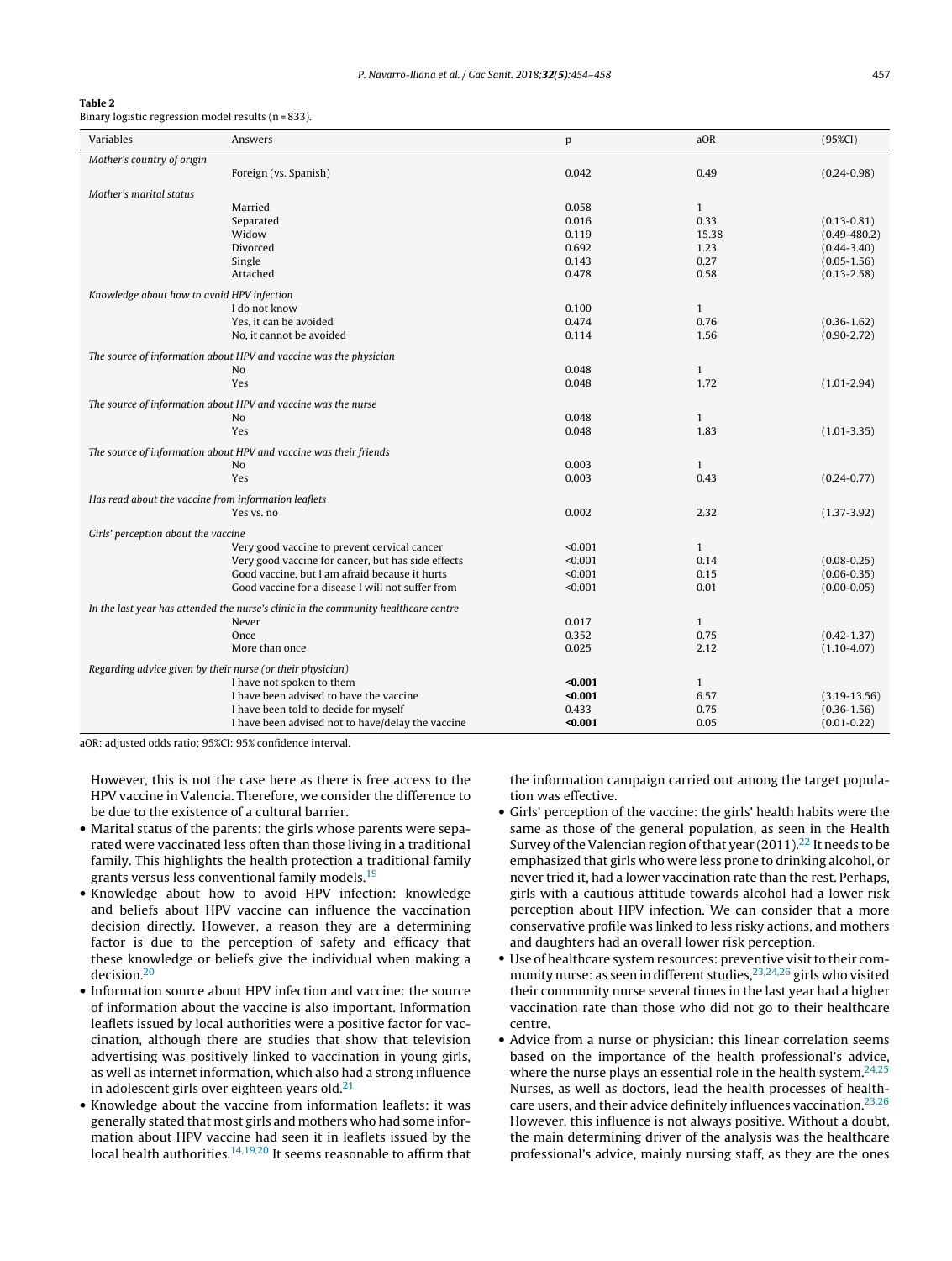**Table 2**
Binary logistic regression model results (n = 833).

| Variables | Answers | p | aOR | (95%CI) |
|---|---|---|---|---|
| *Mother's country of origin* | | | | |
| | Foreign (vs. Spanish) | 0.042 | 0.49 | (0,24-0,98) |
| *Mother's marital status* | | | | |
| | Married | 0.058 | 1 | |
| | Separated | 0.016 | 0.33 | (0.13-0.81) |
| | Widow | 0.119 | 15.38 | (0.49-480.2) |
| | Divorced | 0.692 | 1.23 | (0.44-3.40) |
| | Single | 0.143 | 0.27 | (0.05-1.56) |
| | Attached | 0.478 | 0.58 | (0.13-2.58) |
| *Knowledge about how to avoid HPV infection* | | | | |
| | I do not know | 0.100 | 1 | |
| | Yes, it can be avoided | 0.474 | 0.76 | (0.36-1.62) |
| | No, it cannot be avoided | 0.114 | 1.56 | (0.90-2.72) |
| *The source of information about HPV and vaccine was the physician* | | | | |
| | No | 0.048 | 1 | |
| | Yes | 0.048 | 1.72 | (1.01-2.94) |
| *The source of information about HPV and vaccine was the nurse* | | | | |
| | No | 0.048 | 1 | |
| | Yes | 0.048 | 1.83 | (1.01-3.35) |
| *The source of information about HPV and vaccine was their friends* | | | | |
| | No | 0.003 | 1 | |
| | Yes | 0.003 | 0.43 | (0.24-0.77) |
| *Has read about the vaccine from information leaflets* | | | | |
| | Yes vs. no | 0.002 | 2.32 | (1.37-3.92) |
| *Girls' perception about the vaccine* | | | | |
| | Very good vaccine to prevent cervical cancer | <0.001 | 1 | |
| | Very good vaccine for cancer, but has side effects | <0.001 | 0.14 | (0.08-0.25) |
| | Good vaccine, but I am afraid because it hurts | <0.001 | 0.15 | (0.06-0.35) |
| | Good vaccine for a disease I will not suffer from | <0.001 | 0.01 | (0.00-0.05) |
| *In the last year has attended the nurse's clinic in the community healthcare centre* | | | | |
| | Never | 0.017 | 1 | |
| | Once | 0.352 | 0.75 | (0.42-1.37) |
| | More than once | 0.025 | 2.12 | (1.10-4.07) |
| *Regarding advice given by their nurse (or their physician)* | | | | |
| | I have not spoken to them | **<0.001** | 1 | |
| | I have been advised to have the vaccine | **<0.001** | 6.57 | (3.19-13.56) |
| | I have been told to decide for myself | 0.433 | 0.75 | (0.36-1.56) |
| | I have been advised not to have/delay the vaccine | **<0.001** | 0.05 | (0.01-0.22) |

aOR: adjusted odds ratio; 95%CI: 95% confidence interval.

However, this is not the case here as there is free access to the HPV vaccine in Valencia. Therefore, we consider the difference to be due to the existence of a cultural barrier.

- Marital status of the parents: the girls whose parents were separated were vaccinated less often than those living in a traditional family. This highlights the health protection a traditional family grants versus less conventional family models.[19]
- Knowledge about how to avoid HPV infection: knowledge and beliefs about HPV vaccine can influence the vaccination decision directly. However, a reason they are a determining factor is due to the perception of safety and efficacy that these knowledge or beliefs give the individual when making a decision.[20]
- Information source about HPV infection and vaccine: the source of information about the vaccine is also important. Information leaflets issued by local authorities were a positive factor for vaccination, although there are studies that show that television advertising was positively linked to vaccination in young girls, as well as internet information, which also had a strong influence in adolescent girls over eighteen years old.[21]
- Knowledge about the vaccine from information leaflets: it was generally stated that most girls and mothers who had some information about HPV vaccine had seen it in leaflets issued by the local health authorities.[14,19,20] It seems reasonable to affirm that the information campaign carried out among the target population was effective.
- Girls' perception of the vaccine: the girls' health habits were the same as those of the general population, as seen in the Health Survey of the Valencian region of that year (2011).[22] It needs to be emphasized that girls who were less prone to drinking alcohol, or never tried it, had a lower vaccination rate than the rest. Perhaps, girls with a cautious attitude towards alcohol had a lower risk perception about HPV infection. We can consider that a more conservative profile was linked to less risky actions, and mothers and daughters had an overall lower risk perception.
- Use of healthcare system resources: preventive visit to their community nurse: as seen in different studies,[23,24,26] girls who visited their community nurse several times in the last year had a higher vaccination rate than those who did not go to their healthcare centre.
- Advice from a nurse or physician: this linear correlation seems based on the importance of the health professional's advice, where the nurse plays an essential role in the health system.[24,25] Nurses, as well as doctors, lead the health processes of healthcare users, and their advice definitely influences vaccination.[23,26] However, this influence is not always positive. Without a doubt, the main determining driver of the analysis was the healthcare professional's advice, mainly nursing staff, as they are the ones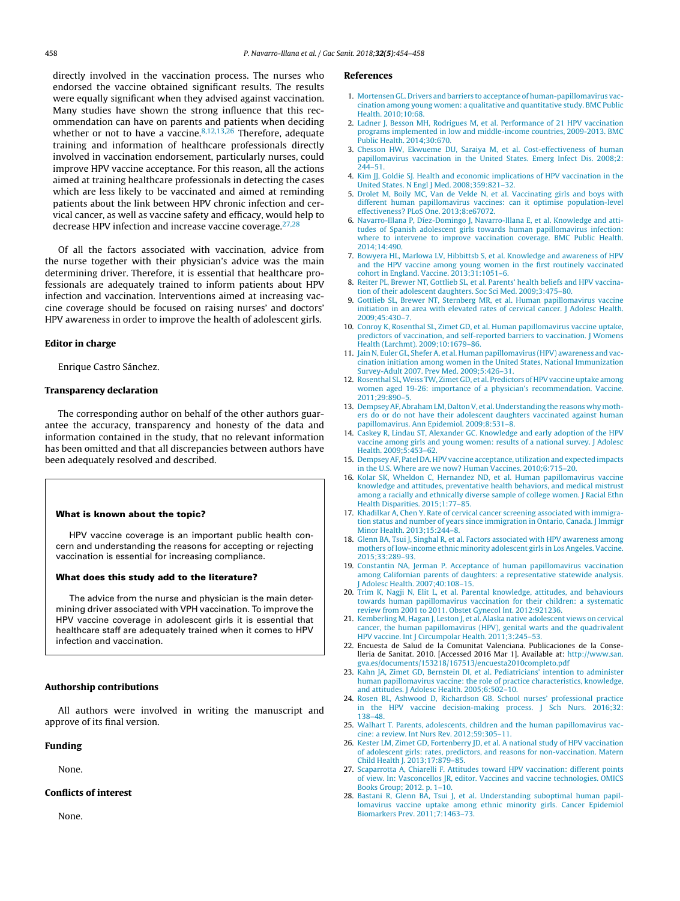directly involved in the vaccination process. The nurses who endorsed the vaccine obtained significant results. The results were equally significant when they advised against vaccination. Many studies have shown the strong influence that this recommendation can have on parents and patients when deciding whether or not to have a vaccine.[8,12,13,26] Therefore, adequate training and information of healthcare professionals directly involved in vaccination endorsement, particularly nurses, could improve HPV vaccine acceptance. For this reason, all the actions aimed at training healthcare professionals in detecting the cases which are less likely to be vaccinated and aimed at reminding patients about the link between HPV chronic infection and cervical cancer, as well as vaccine safety and efficacy, would help to decrease HPV infection and increase vaccine coverage.[27,28]

Of all the factors associated with vaccination, advice from the nurse together with their physician's advice was the main determining driver. Therefore, it is essential that healthcare professionals are adequately trained to inform patients about HPV infection and vaccination. Interventions aimed at increasing vaccine coverage should be focused on raising nurses' and doctors' HPV awareness in order to improve the health of adolescent girls.

## Editor in charge

Enrique Castro Sánchez.

## Transparency declaration

The corresponding author on behalf of the other authors guarantee the accuracy, transparency and honesty of the data and information contained in the study, that no relevant information has been omitted and that all discrepancies between authors have been adequately resolved and described.

### What is known about the topic?

HPV vaccine coverage is an important public health concern and understanding the reasons for accepting or rejecting vaccination is essential for increasing compliance.

### What does this study add to the literature?

The advice from the nurse and physician is the main determining driver associated with VPH vaccination. To improve the HPV vaccine coverage in adolescent girls it is essential that healthcare staff are adequately trained when it comes to HPV infection and vaccination.

## Authorship contributions

All authors were involved in writing the manuscript and approve of its final version.

## Funding

None.

## Conflicts of interest

None.

## References

1. Mortensen GL. Drivers and barriers to acceptance of human-papillomavirus vaccination among young women: a qualitative and quantitative study. BMC Public Health. 2010;10:68.
2. Ladner J, Besson MH, Rodrigues M, et al. Performance of 21 HPV vaccination programs implemented in low and middle-income countries, 2009-2013. BMC Public Health. 2014;30:670.
3. Chesson HW, Ekwueme DU, Saraiya M, et al. Cost-effectiveness of human papillomavirus vaccination in the United States. Emerg Infect Dis. 2008;2:244–51.
4. Kim JJ, Goldie SJ. Health and economic implications of HPV vaccination in the United States. N Engl J Med. 2008;359:821–32.
5. Drolet M, Boily MC, Van de Velde N, et al. Vaccinating girls and boys with different human papillomavirus vaccines: can it optimise population-level effectiveness? PLoS One. 2013;8:e67072.
6. Navarro-Illana P, Díez-Domingo J, Navarro-Illana E, et al. Knowledge and attitudes of Spanish adolescent girls towards human papillomavirus infection: where to intervene to improve vaccination coverage. BMC Public Health. 2014;14:490.
7. Bowyera HL, Marlowa LV, Hibbittsb S, et al. Knowledge and awareness of HPV and the HPV vaccine among young women in the first routinely vaccinated cohort in England. Vaccine. 2013;31:1051–6.
8. Reiter PL, Brewer NT, Gottlieb SL, et al. Parents' health beliefs and HPV vaccination of their adolescent daughters. Soc Sci Med. 2009;3:475–80.
9. Gottlieb SL, Brewer NT, Sternberg MR, et al. Human papillomavirus vaccine initiation in an area with elevated rates of cervical cancer. J Adolesc Health. 2009;45:430–7.
10. Conroy K, Rosenthal SL, Zimet GD, et al. Human papillomavirus vaccine uptake, predictors of vaccination, and self-reported barriers to vaccination. J Womens Health (Larchmt). 2009;10:1679–86.
11. Jain N, Euler GL, Shefer A, et al. Human papillomavirus (HPV) awareness and vaccination initiation among women in the United States, National Immunization Survey-Adult 2007. Prev Med. 2009;5:426–31.
12. Rosenthal SL, Weiss TW, Zimet GD, et al. Predictors of HPV vaccine uptake among women aged 19-26: importance of a physician's recommendation. Vaccine. 2011;29:890–5.
13. Dempsey AF, Abraham LM, Dalton V, et al. Understanding the reasons why mothers do or do not have their adolescent daughters vaccinated against human papillomavirus. Ann Epidemiol. 2009;8:531–8.
14. Caskey R, Lindau ST, Alexander GC. Knowledge and early adoption of the HPV vaccine among girls and young women: results of a national survey. J Adolesc Health. 2009;5:453–62.
15. Dempsey AF, Patel DA. HPV vaccine acceptance, utilization and expected impacts in the U.S. Where are we now? Human Vaccines. 2010;6:715–20.
16. Kolar SK, Wheldon C, Hernandez ND, et al. Human papillomavirus vaccine knowledge and attitudes, preventative health behaviors, and medical mistrust among a racially and ethnically diverse sample of college women. J Racial Ethn Health Disparities. 2015;1:77–85.
17. Khadilkar A, Chen Y. Rate of cervical cancer screening associated with immigration status and number of years since immigration in Ontario, Canada. J Immigr Minor Health. 2013;15:244–8.
18. Glenn BA, Tsui J, Singhal R, et al. Factors associated with HPV awareness among mothers of low-income ethnic minority adolescent girls in Los Angeles. Vaccine. 2015;33:289–93.
19. Constantin NA, Jerman P. Acceptance of human papillomavirus vaccination among Californian parents of daughters: a representative statewide analysis. J Adolesc Health. 2007;40:108–15.
20. Trim K, Nagji N, Elit L, et al. Parental knowledge, attitudes, and behaviours towards human papillomavirus vaccination for their children: a systematic review from 2001 to 2011. Obstet Gynecol Int. 2012:921236.
21. Kemberling M, Hagan J, Leston J, et al. Alaska native adolescent views on cervical cancer, the human papillomavirus (HPV), genital warts and the quadrivalent HPV vaccine. Int J Circumpolar Health. 2011;3:245–53.
22. Encuesta de Salud de la Comunitat Valenciana. Publicaciones de la Conselleria de Sanitat. 2010. [Accessed 2016 Mar 1]. Available at: http://www.san.gva.es/documents/153218/167513/encuesta2010completo.pdf
23. Kahn JA, Zimet GD, Bernstein DI, et al. Pediatricians' intention to administer human papillomavirus vaccine: the role of practice characteristics, knowledge, and attitudes. J Adolesc Health. 2005;6:502–10.
24. Rosen BL, Ashwood D, Richardson GB. School nurses' professional practice in the HPV vaccine decision-making process. J Sch Nurs. 2016;32:138–48.
25. Walhart T. Parents, adolescents, children and the human papillomavirus vaccine: a review. Int Nurs Rev. 2012;59:305–11.
26. Kester LM, Zimet GD, Fortenberry JD, et al. A national study of HPV vaccination of adolescent girls: rates, predictors, and reasons for non-vaccination. Matern Child Health J. 2013;17:879–85.
27. Scaparrotta A, Chiarelli F. Attitudes toward HPV vaccination: different points of view. In: Vasconcellos JR, editor. Vaccines and vaccine technologies. OMICS Books Group; 2012. p. 1–10.
28. Bastani R, Glenn BA, Tsui J, et al. Understanding suboptimal human papillomavirus vaccine uptake among ethnic minority girls. Cancer Epidemiol Biomarkers Prev. 2011;7:1463–73.